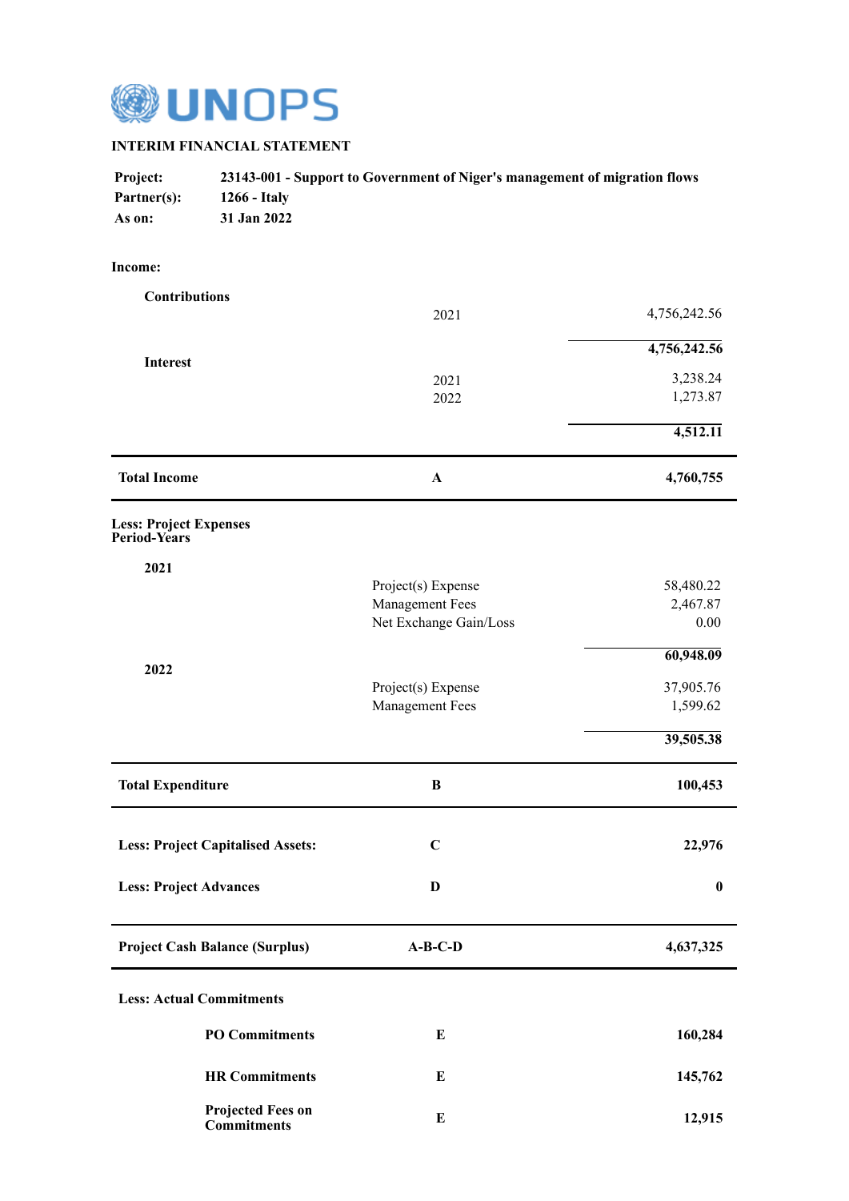UNOPS

**INTERIM FINANCIAL STATEMENT**

**Project:** 23143-001 - Support to Government of Niger's management of migration flows
**Partner(s):** 1266 - Italy
**As on:** 31 Jan 2022

| | | |
|---|---|---|
| **Income:** | | |
| **Contributions** | | |
| | 2021 | 4,756,242.56 |
| | | **4,756,242.56** |
| **Interest** | | |
| | 2021 | 3,238.24 |
| | 2022 | 1,273.87 |
| | | **4,512.11** |
| **Total Income** | **A** | **4,760,755** |
| **Less: Project Expenses Period-Years** | | |
| **2021** | | |
| | Project(s) Expense | 58,480.22 |
| | Management Fees | 2,467.87 |
| | Net Exchange Gain/Loss | 0.00 |
| | | **60,948.09** |
| **2022** | | |
| | Project(s) Expense | 37,905.76 |
| | Management Fees | 1,599.62 |
| | | **39,505.38** |
| **Total Expenditure** | **B** | **100,453** |
| **Less: Project Capitalised Assets:** | **C** | **22,976** |
| **Less: Project Advances** | **D** | **0** |
| **Project Cash Balance (Surplus)** | **A-B-C-D** | **4,637,325** |
| **Less: Actual Commitments** | | |
| **PO Commitments** | **E** | **160,284** |
| **HR Commitments** | **E** | **145,762** |
| **Projected Fees on Commitments** | **E** | **12,915** |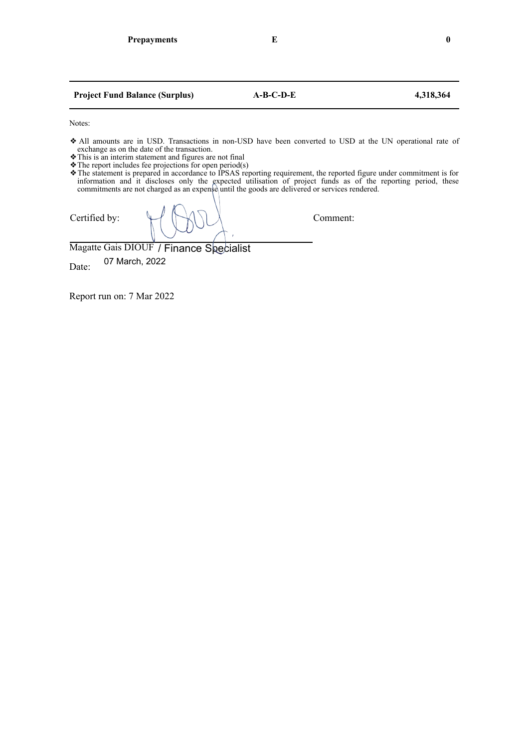| | | |
|---|---|---|
| **Prepayments** | **E** | **0** |
| **Project Fund Balance (Surplus)** | **A-B-C-D-E** | **4,318,364** |

Notes:

- ❖ All amounts are in USD. Transactions in non-USD have been converted to USD at the UN operational rate of exchange as on the date of the transaction.
- ❖ This is an interim statement and figures are not final
- ❖ The report includes fee projections for open period(s)
- ❖ The statement is prepared in accordance to IPSAS reporting requirement, the reported figure under commitment is for information and it discloses only the expected utilisation of project funds as of the reporting period, these commitments are not charged as an expense until the goods are delivered or services rendered.

Certified by: &nbsp;&nbsp;&nbsp;&nbsp;&nbsp;&nbsp;&nbsp;&nbsp; Comment:

Magatte Gais DIOUF / Finance Specialist

Date: 07 March, 2022

Report run on: 7 Mar 2022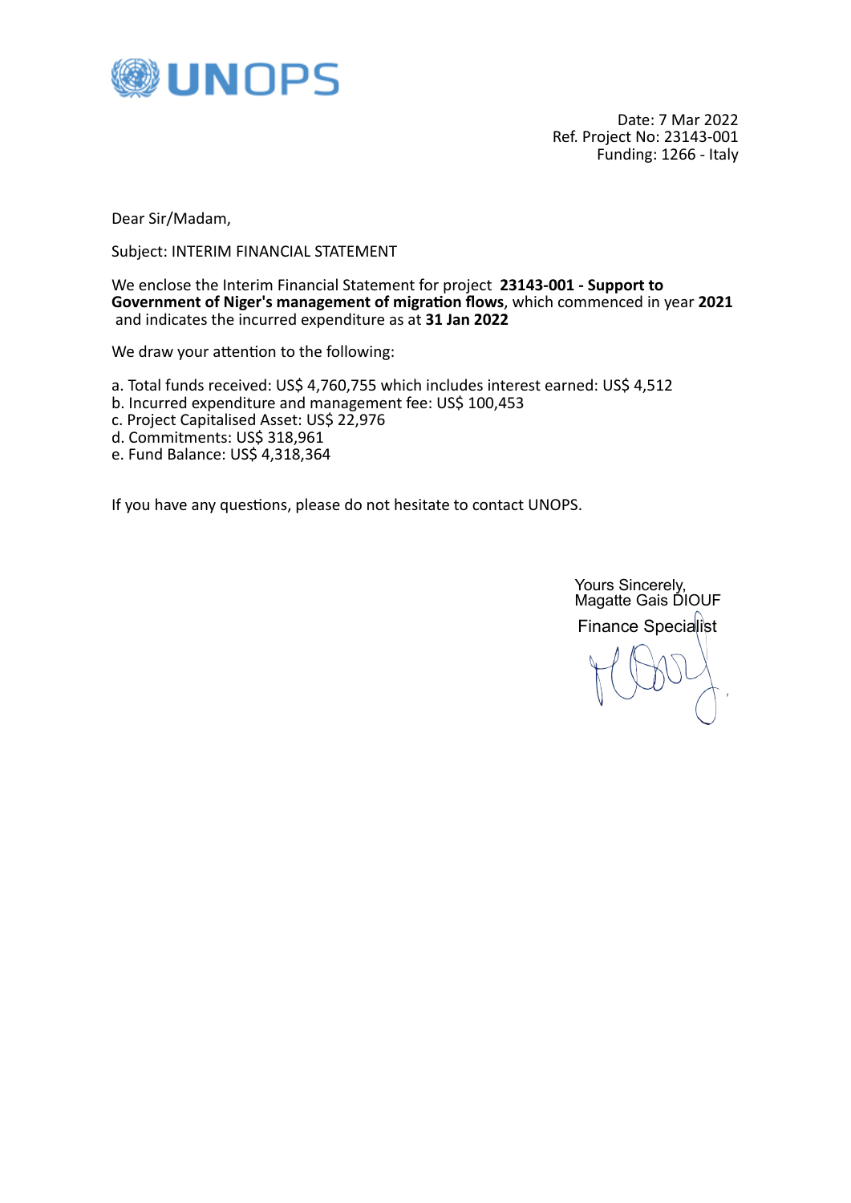UNOPS

Date: 7 Mar 2022
Ref. Project No: 23143-001
Funding: 1266 - Italy

Dear Sir/Madam,

Subject: INTERIM FINANCIAL STATEMENT

We enclose the Interim Financial Statement for project **23143-001 - Support to Government of Niger's management of migration flows**, which commenced in year **2021** and indicates the incurred expenditure as at **31 Jan 2022**

We draw your attention to the following:

a. Total funds received: US$ 4,760,755 which includes interest earned: US$ 4,512
b. Incurred expenditure and management fee: US$ 100,453
c. Project Capitalised Asset: US$ 22,976
d. Commitments: US$ 318,961
e. Fund Balance: US$ 4,318,364

If you have any questions, please do not hesitate to contact UNOPS.

Yours Sincerely,
Magatte Gais DIOUF
Finance Specialist